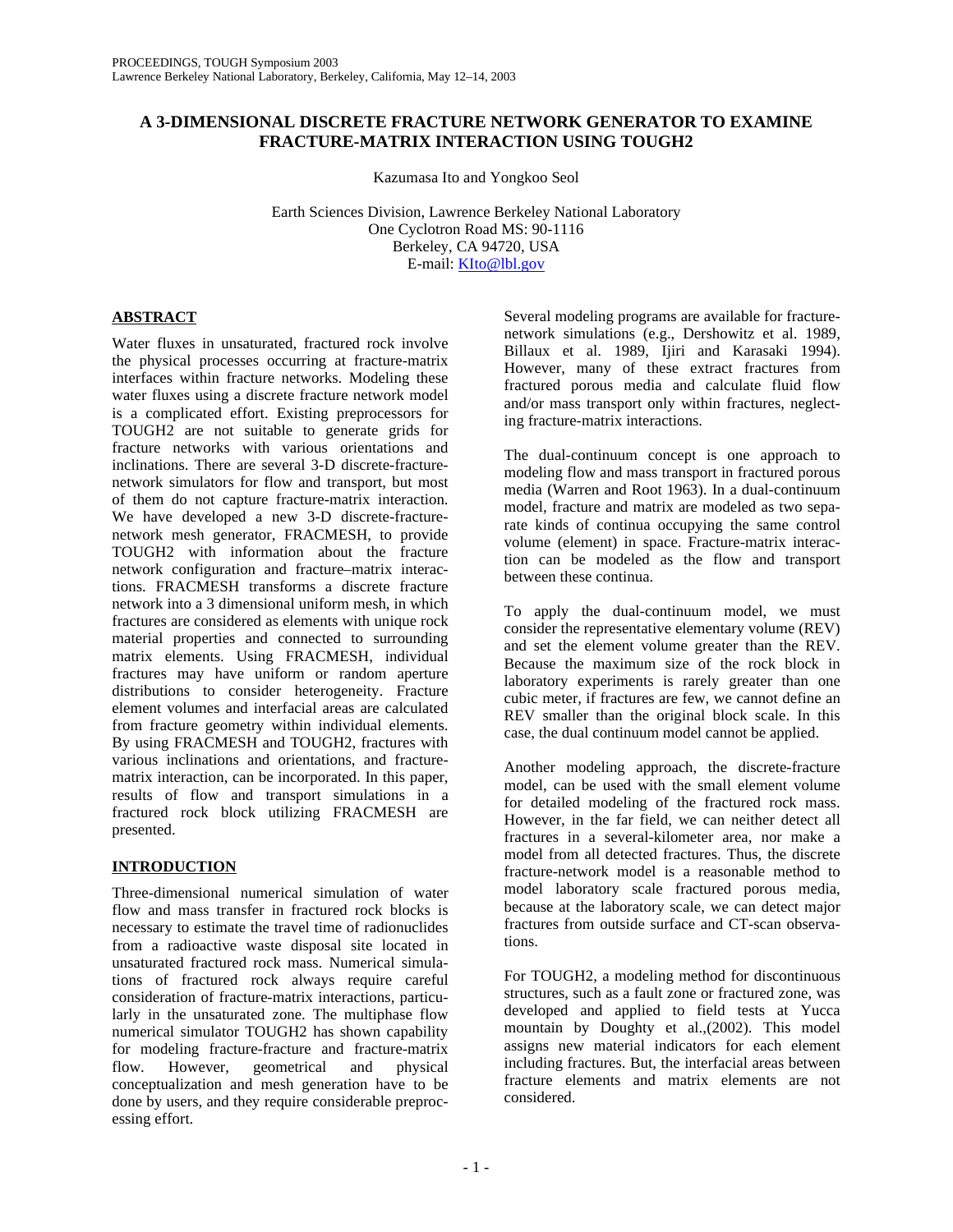# A 3-DIMENSIONAL DISCRETE FRACTURE NETWORK GENERATOR TO EXAMINE FRACTURE-MATRIX INTERACTION USING TOUGH2

Kazumasa Ito and Yongkoo Seol

Earth Sciences Division, Lawrence Berkeley National Laboratory
One Cyclotron Road MS: 90-1116
Berkeley, CA 94720, USA
E-mail: KIto@lbl.gov

## ABSTRACT

Water fluxes in unsaturated, fractured rock involve the physical processes occurring at fracture-matrix interfaces within fracture networks. Modeling these water fluxes using a discrete fracture network model is a complicated effort. Existing preprocessors for TOUGH2 are not suitable to generate grids for fracture networks with various orientations and inclinations. There are several 3-D discrete-fracture-network simulators for flow and transport, but most of them do not capture fracture-matrix interaction. We have developed a new 3-D discrete-fracture-network mesh generator, FRACMESH, to provide TOUGH2 with information about the fracture network configuration and fracture–matrix interactions. FRACMESH transforms a discrete fracture network into a 3 dimensional uniform mesh, in which fractures are considered as elements with unique rock material properties and connected to surrounding matrix elements. Using FRACMESH, individual fractures may have uniform or random aperture distributions to consider heterogeneity. Fracture element volumes and interfacial areas are calculated from fracture geometry within individual elements. By using FRACMESH and TOUGH2, fractures with various inclinations and orientations, and fracture-matrix interaction, can be incorporated. In this paper, results of flow and transport simulations in a fractured rock block utilizing FRACMESH are presented.

## INTRODUCTION

Three-dimensional numerical simulation of water flow and mass transfer in fractured rock blocks is necessary to estimate the travel time of radionuclides from a radioactive waste disposal site located in unsaturated fractured rock mass. Numerical simulations of fractured rock always require careful consideration of fracture-matrix interactions, particularly in the unsaturated zone. The multiphase flow numerical simulator TOUGH2 has shown capability for modeling fracture-fracture and fracture-matrix flow. However, geometrical and physical conceptualization and mesh generation have to be done by users, and they require considerable preprocessing effort.

Several modeling programs are available for fracture-network simulations (e.g., Dershowitz et al. 1989, Billaux et al. 1989, Ijiri and Karasaki 1994). However, many of these extract fractures from fractured porous media and calculate fluid flow and/or mass transport only within fractures, neglecting fracture-matrix interactions.

The dual-continuum concept is one approach to modeling flow and mass transport in fractured porous media (Warren and Root 1963). In a dual-continuum model, fracture and matrix are modeled as two separate kinds of continua occupying the same control volume (element) in space. Fracture-matrix interaction can be modeled as the flow and transport between these continua.

To apply the dual-continuum model, we must consider the representative elementary volume (REV) and set the element volume greater than the REV. Because the maximum size of the rock block in laboratory experiments is rarely greater than one cubic meter, if fractures are few, we cannot define an REV smaller than the original block scale. In this case, the dual continuum model cannot be applied.

Another modeling approach, the discrete-fracture model, can be used with the small element volume for detailed modeling of the fractured rock mass. However, in the far field, we can neither detect all fractures in a several-kilometer area, nor make a model from all detected fractures. Thus, the discrete fracture-network model is a reasonable method to model laboratory scale fractured porous media, because at the laboratory scale, we can detect major fractures from outside surface and CT-scan observations.

For TOUGH2, a modeling method for discontinuous structures, such as a fault zone or fractured zone, was developed and applied to field tests at Yucca mountain by Doughty et al.,(2002). This model assigns new material indicators for each element including fractures. But, the interfacial areas between fracture elements and matrix elements are not considered.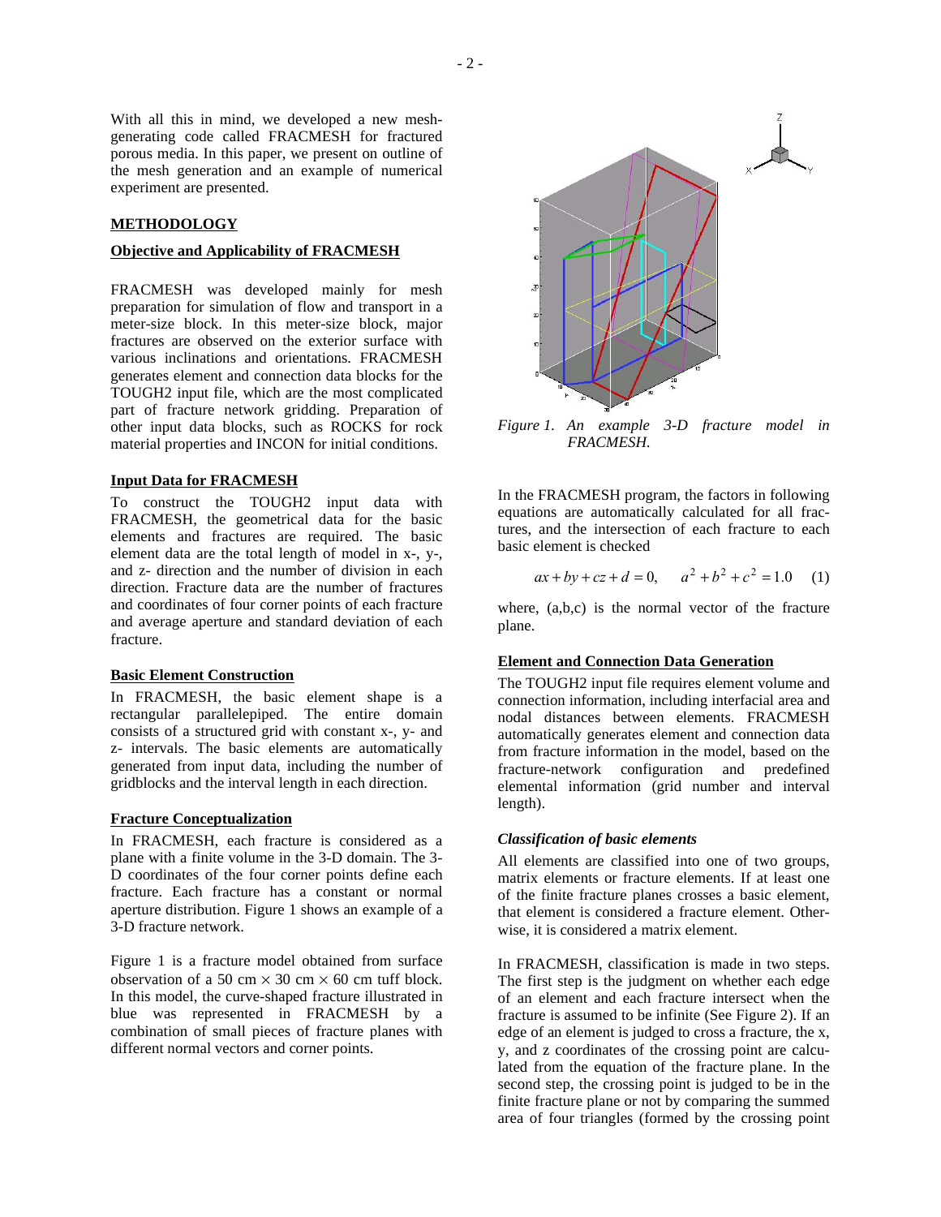With all this in mind, we developed a new mesh-generating code called FRACMESH for fractured porous media. In this paper, we present on outline of the mesh generation and an example of numerical experiment are presented.

## METHODOLOGY

### Objective and Applicability of FRACMESH

FRACMESH was developed mainly for mesh preparation for simulation of flow and transport in a meter-size block. In this meter-size block, major fractures are observed on the exterior surface with various inclinations and orientations. FRACMESH generates element and connection data blocks for the TOUGH2 input file, which are the most complicated part of fracture network gridding. Preparation of other input data blocks, such as ROCKS for rock material properties and INCON for initial conditions.

### Input Data for FRACMESH

To construct the TOUGH2 input data with FRACMESH, the geometrical data for the basic elements and fractures are required. The basic element data are the total length of model in x-, y-, and z- direction and the number of division in each direction. Fracture data are the number of fractures and coordinates of four corner points of each fracture and average aperture and standard deviation of each fracture.

### Basic Element Construction

In FRACMESH, the basic element shape is a rectangular parallelepiped. The entire domain consists of a structured grid with constant x-, y- and z- intervals. The basic elements are automatically generated from input data, including the number of gridblocks and the interval length in each direction.

### Fracture Conceptualization

In FRACMESH, each fracture is considered as a plane with a finite volume in the 3-D domain. The 3-D coordinates of the four corner points define each fracture. Each fracture has a constant or normal aperture distribution. Figure 1 shows an example of a 3-D fracture network.

Figure 1 is a fracture model obtained from surface observation of a 50 cm × 30 cm × 60 cm tuff block. In this model, the curve-shaped fracture illustrated in blue was represented in FRACMESH by a combination of small pieces of fracture planes with different normal vectors and corner points.

*Figure 1. An example 3-D fracture model in FRACMESH.*

In the FRACMESH program, the factors in following equations are automatically calculated for all fractures, and the intersection of each fracture to each basic element is checked

$$ax + by + cz + d = 0, \qquad a^2 + b^2 + c^2 = 1.0 \qquad (1)$$

where, (a,b,c) is the normal vector of the fracture plane.

### Element and Connection Data Generation

The TOUGH2 input file requires element volume and connection information, including interfacial area and nodal distances between elements. FRACMESH automatically generates element and connection data from fracture information in the model, based on the fracture-network configuration and predefined elemental information (grid number and interval length).

#### *Classification of basic elements*

All elements are classified into one of two groups, matrix elements or fracture elements. If at least one of the finite fracture planes crosses a basic element, that element is considered a fracture element. Otherwise, it is considered a matrix element.

In FRACMESH, classification is made in two steps. The first step is the judgment on whether each edge of an element and each fracture intersect when the fracture is assumed to be infinite (See Figure 2). If an edge of an element is judged to cross a fracture, the x, y, and z coordinates of the crossing point are calculated from the equation of the fracture plane. In the second step, the crossing point is judged to be in the finite fracture plane or not by comparing the summed area of four triangles (formed by the crossing point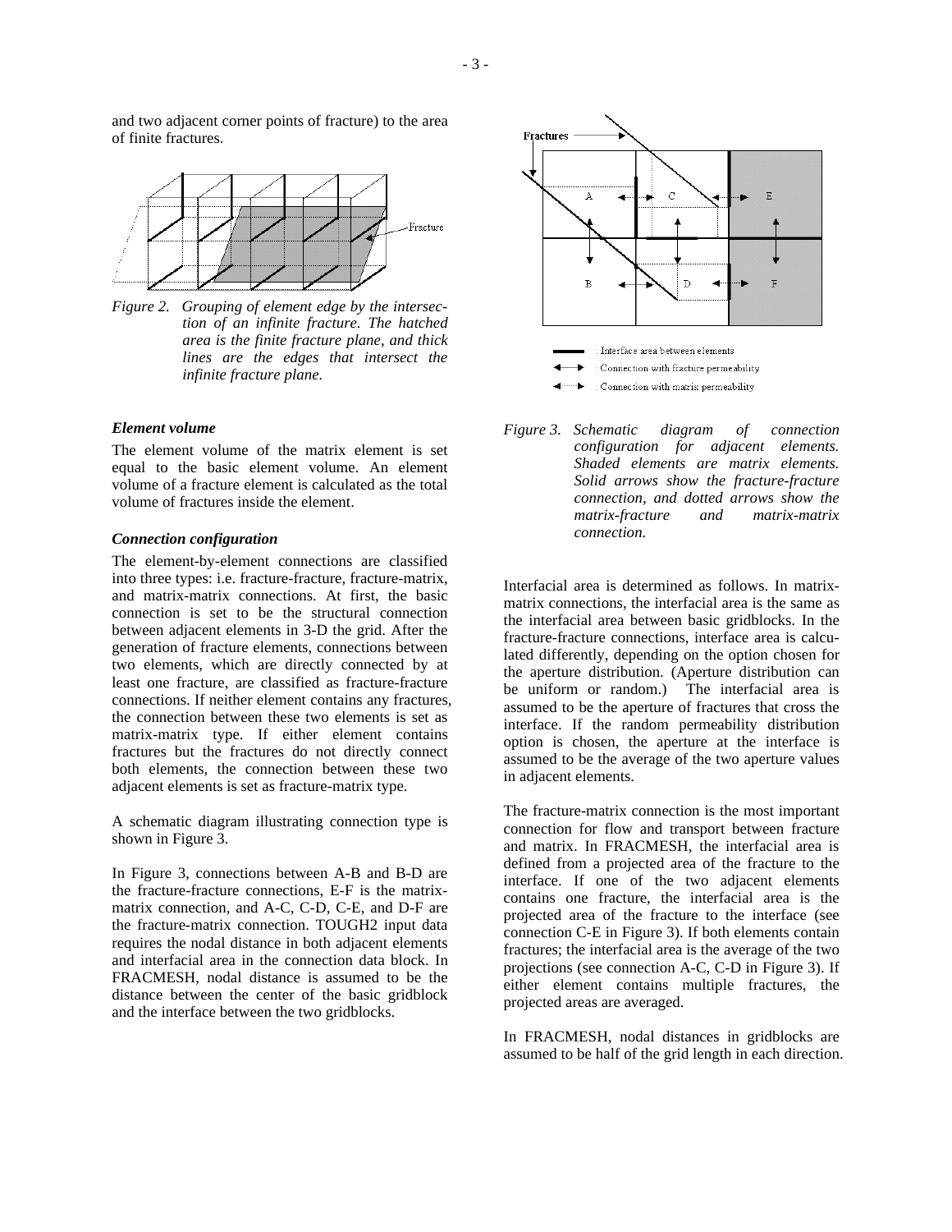and two adjacent corner points of fracture) to the area of finite fractures.

*Figure 2. Grouping of element edge by the intersection of an infinite fracture. The hatched area is the finite fracture plane, and thick lines are the edges that intersect the infinite fracture plane.*

### *Element volume*

The element volume of the matrix element is set equal to the basic element volume. An element volume of a fracture element is calculated as the total volume of fractures inside the element.

### *Connection configuration*

The element-by-element connections are classified into three types: i.e. fracture-fracture, fracture-matrix, and matrix-matrix connections. At first, the basic connection is set to be the structural connection between adjacent elements in 3-D the grid. After the generation of fracture elements, connections between two elements, which are directly connected by at least one fracture, are classified as fracture-fracture connections. If neither element contains any fractures, the connection between these two elements is set as matrix-matrix type. If either element contains fractures but the fractures do not directly connect both elements, the connection between these two adjacent elements is set as fracture-matrix type.

A schematic diagram illustrating connection type is shown in Figure 3.

In Figure 3, connections between A-B and B-D are the fracture-fracture connections, E-F is the matrix-matrix connection, and A-C, C-D, C-E, and D-F are the fracture-matrix connection. TOUGH2 input data requires the nodal distance in both adjacent elements and interfacial area in the connection data block. In FRACMESH, nodal distance is assumed to be the distance between the center of the basic gridblock and the interface between the two gridblocks.

*Figure 3. Schematic diagram of connection configuration for adjacent elements. Shaded elements are matrix elements. Solid arrows show the fracture-fracture connection, and dotted arrows show the matrix-fracture and matrix-matrix connection.*

Interfacial area is determined as follows. In matrix-matrix connections, the interfacial area is the same as the interfacial area between basic gridblocks. In the fracture-fracture connections, interface area is calculated differently, depending on the option chosen for the aperture distribution. (Aperture distribution can be uniform or random.) The interfacial area is assumed to be the aperture of fractures that cross the interface. If the random permeability distribution option is chosen, the aperture at the interface is assumed to be the average of the two aperture values in adjacent elements.

The fracture-matrix connection is the most important connection for flow and transport between fracture and matrix. In FRACMESH, the interfacial area is defined from a projected area of the fracture to the interface. If one of the two adjacent elements contains one fracture, the interfacial area is the projected area of the fracture to the interface (see connection C-E in Figure 3). If both elements contain fractures; the interfacial area is the average of the two projections (see connection A-C, C-D in Figure 3). If either element contains multiple fractures, the projected areas are averaged.

In FRACMESH, nodal distances in gridblocks are assumed to be half of the grid length in each direction.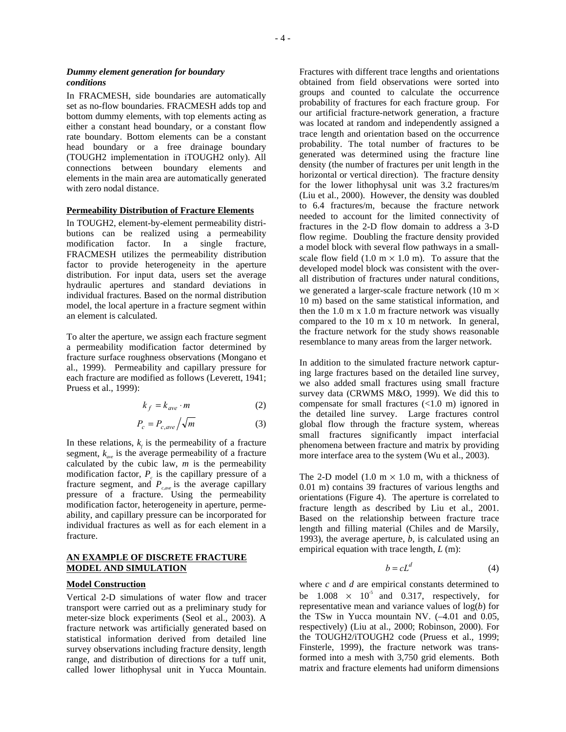***Dummy element generation for boundary conditions***

In FRACMESH, side boundaries are automatically set as no-flow boundaries. FRACMESH adds top and bottom dummy elements, with top elements acting as either a constant head boundary, or a constant flow rate boundary. Bottom elements can be a constant head boundary or a free drainage boundary (TOUGH2 implementation in iTOUGH2 only). All connections between boundary elements and elements in the main area are automatically generated with zero nodal distance.

### Permeability Distribution of Fracture Elements

In TOUGH2, element-by-element permeability distributions can be realized using a permeability modification factor. In a single fracture, FRACMESH utilizes the permeability distribution factor to provide heterogeneity in the aperture distribution. For input data, users set the average hydraulic apertures and standard deviations in individual fractures. Based on the normal distribution model, the local aperture in a fracture segment within an element is calculated.

To alter the aperture, we assign each fracture segment a permeability modification factor determined by fracture surface roughness observations (Mongano et al., 1999). Permeability and capillary pressure for each fracture are modified as follows (Leverett, 1941; Pruess et al., 1999):

$$k_f = k_{ave} \cdot m \tag{2}$$

$$P_c = P_{c,ave} \Big/ \sqrt{m} \tag{3}$$

In these relations, $k_f$ is the permeability of a fracture segment, $k_{ave}$ is the average permeability of a fracture calculated by the cubic law, $m$ is the permeability modification factor, $P_c$ is the capillary pressure of a fracture segment, and $P_{c,ave}$ is the average capillary pressure of a fracture. Using the permeability modification factor, heterogeneity in aperture, permeability, and capillary pressure can be incorporated for individual fractures as well as for each element in a fracture.

## AN EXAMPLE OF DISCRETE FRACTURE MODEL AND SIMULATION

### Model Construction

Vertical 2-D simulations of water flow and tracer transport were carried out as a preliminary study for meter-size block experiments (Seol et al., 2003). A fracture network was artificially generated based on statistical information derived from detailed line survey observations including fracture density, length range, and distribution of directions for a tuff unit, called lower lithophysal unit in Yucca Mountain. Fractures with different trace lengths and orientations obtained from field observations were sorted into groups and counted to calculate the occurrence probability of fractures for each fracture group. For our artificial fracture-network generation, a fracture was located at random and independently assigned a trace length and orientation based on the occurrence probability. The total number of fractures to be generated was determined using the fracture line density (the number of fractures per unit length in the horizontal or vertical direction). The fracture density for the lower lithophysal unit was 3.2 fractures/m (Liu et al., 2000). However, the density was doubled to 6.4 fractures/m, because the fracture network needed to account for the limited connectivity of fractures in the 2-D flow domain to address a 3-D flow regime. Doubling the fracture density provided a model block with several flow pathways in a small-scale flow field (1.0 m × 1.0 m). To assure that the developed model block was consistent with the overall distribution of fractures under natural conditions, we generated a larger-scale fracture network (10 m × 10 m) based on the same statistical information, and then the 1.0 m x 1.0 m fracture network was visually compared to the 10 m x 10 m network. In general, the fracture network for the study shows reasonable resemblance to many areas from the larger network.

In addition to the simulated fracture network capturing large fractures based on the detailed line survey, we also added small fractures using small fracture survey data (CRWMS M&O, 1999). We did this to compensate for small fractures (<1.0 m) ignored in the detailed line survey. Large fractures control global flow through the fracture system, whereas small fractures significantly impact interfacial phenomena between fracture and matrix by providing more interface area to the system (Wu et al., 2003).

The 2-D model (1.0 m × 1.0 m, with a thickness of 0.01 m) contains 39 fractures of various lengths and orientations (Figure 4). The aperture is correlated to fracture length as described by Liu et al., 2001. Based on the relationship between fracture trace length and filling material (Chiles and de Marsily, 1993), the average aperture, $b$, is calculated using an empirical equation with trace length, $L$ (m):

$$b = cL^d \tag{4}$$

where $c$ and $d$ are empirical constants determined to be $1.008 \times 10^{-5}$ and 0.317, respectively, for representative mean and variance values of log($b$) for the TSw in Yucca mountain NV. (–4.01 and 0.05, respectively) (Liu at al., 2000; Robinson, 2000). For the TOUGH2/iTOUGH2 code (Pruess et al., 1999; Finsterle, 1999), the fracture network was transformed into a mesh with 3,750 grid elements. Both matrix and fracture elements had uniform dimensions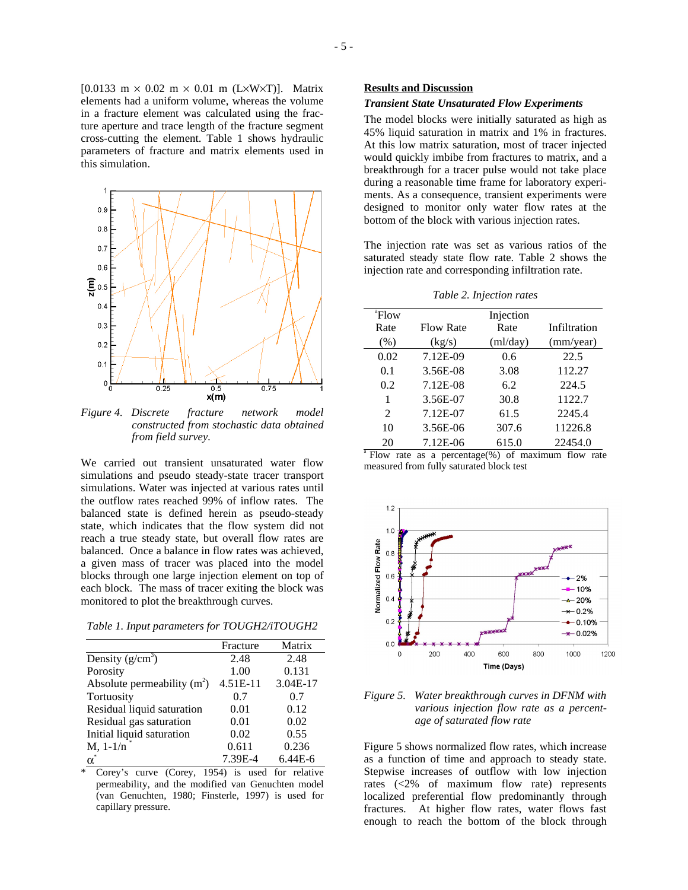[0.0133 m × 0.02 m × 0.01 m (L×W×T)]. Matrix elements had a uniform volume, whereas the volume in a fracture element was calculated using the fracture aperture and trace length of the fracture segment cross-cutting the element. Table 1 shows hydraulic parameters of fracture and matrix elements used in this simulation.

*Figure 4. Discrete fracture network model constructed from stochastic data obtained from field survey.*

We carried out transient unsaturated water flow simulations and pseudo steady-state tracer transport simulations. Water was injected at various rates until the outflow rates reached 99% of inflow rates. The balanced state is defined herein as pseudo-steady state, which indicates that the flow system did not reach a true steady state, but overall flow rates are balanced. Once a balance in flow rates was achieved, a given mass of tracer was placed into the model blocks through one large injection element on top of each block. The mass of tracer exiting the block was monitored to plot the breakthrough curves.

*Table 1. Input parameters for TOUGH2/iTOUGH2*

| | Fracture | Matrix |
|---|---|---|
| Density (g/cm$^3$) | 2.48 | 2.48 |
| Porosity | 1.00 | 0.131 |
| Absolute permeability (m$^2$) | 4.51E-11 | 3.04E-17 |
| Tortuosity | 0.7 | 0.7 |
| Residual liquid saturation | 0.01 | 0.12 |
| Residual gas saturation | 0.01 | 0.02 |
| Initial liquid saturation | 0.02 | 0.55 |
| M, 1-1/n * | 0.611 | 0.236 |
| $\alpha$* | 7.39E-4 | 6.44E-6 |

\* Corey's curve (Corey, 1954) is used for relative permeability, and the modified van Genuchten model (van Genuchten, 1980; Finsterle, 1997) is used for capillary pressure.

## Results and Discussion

### *Transient State Unsaturated Flow Experiments*

The model blocks were initially saturated as high as 45% liquid saturation in matrix and 1% in fractures. At this low matrix saturation, most of tracer injected would quickly imbibe from fractures to matrix, and a breakthrough for a tracer pulse would not take place during a reasonable time frame for laboratory experiments. As a consequence, transient experiments were designed to monitor only water flow rates at the bottom of the block with various injection rates.

The injection rate was set as various ratios of the saturated steady state flow rate. Table 2 shows the injection rate and corresponding infiltration rate.

*Table 2. Injection rates*

| [a]Flow Rate (%) | Flow Rate (kg/s) | Injection Rate (ml/day) | Infiltration (mm/year) |
|---|---|---|---|
| 0.02 | 7.12E-09 | 0.6 | 22.5 |
| 0.1 | 3.56E-08 | 3.08 | 112.27 |
| 0.2 | 7.12E-08 | 6.2 | 224.5 |
| 1 | 3.56E-07 | 30.8 | 1122.7 |
| 2 | 7.12E-07 | 61.5 | 2245.4 |
| 10 | 3.56E-06 | 307.6 | 11226.8 |
| 20 | 7.12E-06 | 615.0 | 22454.0 |

[a] Flow rate as a percentage(%) of maximum flow rate measured from fully saturated block test

*Figure 5. Water breakthrough curves in DFNM with various injection flow rate as a percentage of saturated flow rate*

Figure 5 shows normalized flow rates, which increase as a function of time and approach to steady state. Stepwise increases of outflow with low injection rates (<2% of maximum flow rate) represents localized preferential flow predominantly through fractures. At higher flow rates, water flows fast enough to reach the bottom of the block through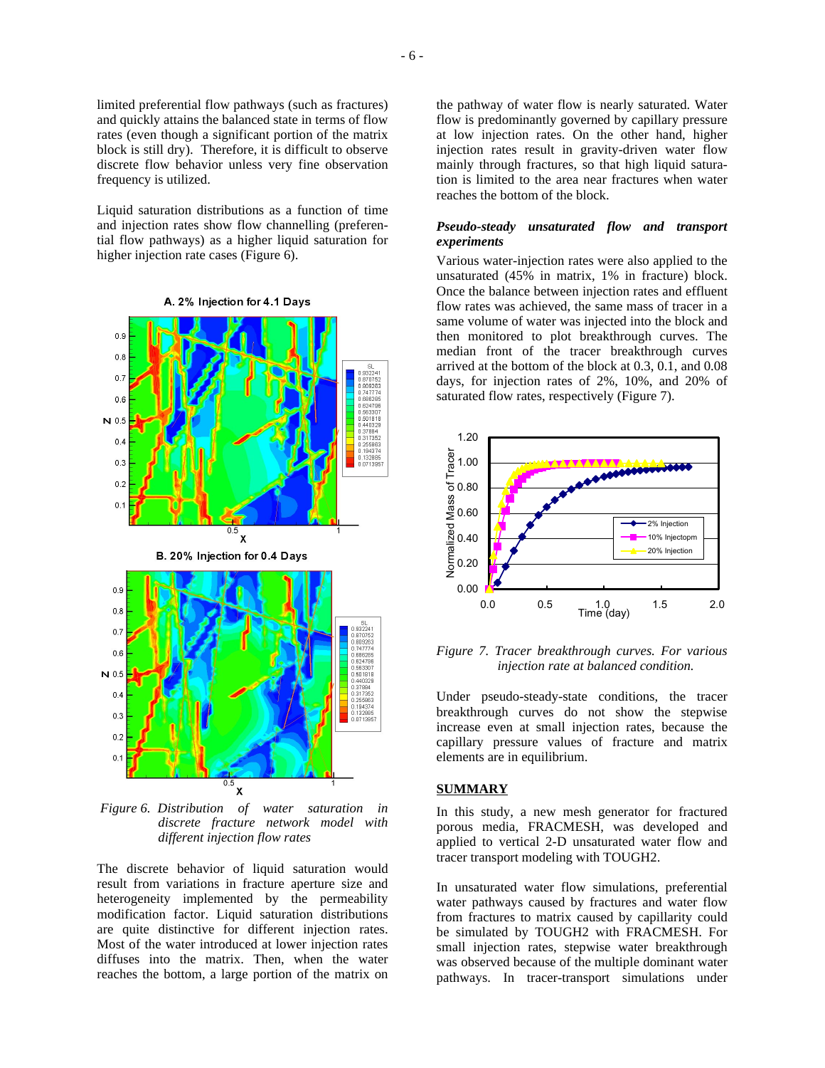limited preferential flow pathways (such as fractures) and quickly attains the balanced state in terms of flow rates (even though a significant portion of the matrix block is still dry). Therefore, it is difficult to observe discrete flow behavior unless very fine observation frequency is utilized.

Liquid saturation distributions as a function of time and injection rates show flow channelling (preferential flow pathways) as a higher liquid saturation for higher injection rate cases (Figure 6).

*Figure 6. Distribution of water saturation in discrete fracture network model with different injection flow rates*

The discrete behavior of liquid saturation would result from variations in fracture aperture size and heterogeneity implemented by the permeability modification factor. Liquid saturation distributions are quite distinctive for different injection rates. Most of the water introduced at lower injection rates diffuses into the matrix. Then, when the water reaches the bottom, a large portion of the matrix on the pathway of water flow is nearly saturated. Water flow is predominantly governed by capillary pressure at low injection rates. On the other hand, higher injection rates result in gravity-driven water flow mainly through fractures, so that high liquid saturation is limited to the area near fractures when water reaches the bottom of the block.

***Pseudo-steady unsaturated flow and transport experiments***

Various water-injection rates were also applied to the unsaturated (45% in matrix, 1% in fracture) block. Once the balance between injection rates and effluent flow rates was achieved, the same mass of tracer in a same volume of water was injected into the block and then monitored to plot breakthrough curves. The median front of the tracer breakthrough curves arrived at the bottom of the block at 0.3, 0.1, and 0.08 days, for injection rates of 2%, 10%, and 20% of saturated flow rates, respectively (Figure 7).

*Figure 7. Tracer breakthrough curves. For various injection rate at balanced condition.*

Under pseudo-steady-state conditions, the tracer breakthrough curves do not show the stepwise increase even at small injection rates, because the capillary pressure values of fracture and matrix elements are in equilibrium.

## SUMMARY

In this study, a new mesh generator for fractured porous media, FRACMESH, was developed and applied to vertical 2-D unsaturated water flow and tracer transport modeling with TOUGH2.

In unsaturated water flow simulations, preferential water pathways caused by fractures and water flow from fractures to matrix caused by capillarity could be simulated by TOUGH2 with FRACMESH. For small injection rates, stepwise water breakthrough was observed because of the multiple dominant water pathways. In tracer-transport simulations under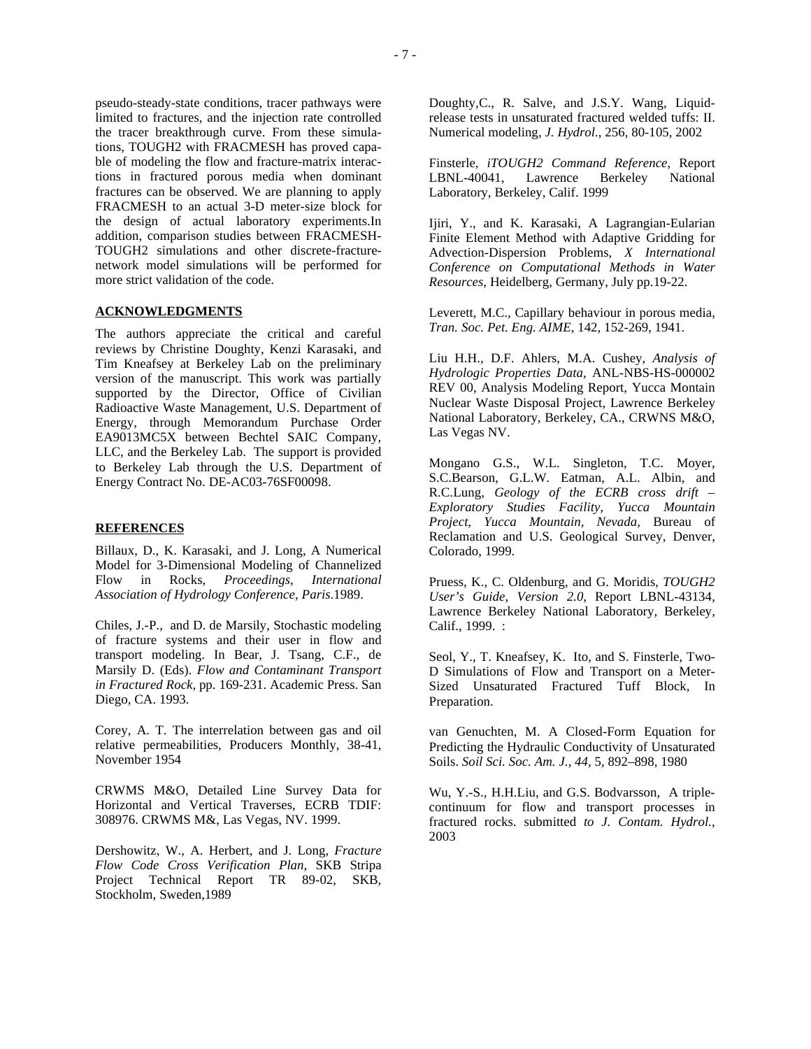pseudo-steady-state conditions, tracer pathways were limited to fractures, and the injection rate controlled the tracer breakthrough curve. From these simulations, TOUGH2 with FRACMESH has proved capable of modeling the flow and fracture-matrix interactions in fractured porous media when dominant fractures can be observed. We are planning to apply FRACMESH to an actual 3-D meter-size block for the design of actual laboratory experiments.In addition, comparison studies between FRACMESH-TOUGH2 simulations and other discrete-fracture-network model simulations will be performed for more strict validation of the code.

## ACKNOWLEDGMENTS

The authors appreciate the critical and careful reviews by Christine Doughty, Kenzi Karasaki, and Tim Kneafsey at Berkeley Lab on the preliminary version of the manuscript. This work was partially supported by the Director, Office of Civilian Radioactive Waste Management, U.S. Department of Energy, through Memorandum Purchase Order EA9013MC5X between Bechtel SAIC Company, LLC, and the Berkeley Lab. The support is provided to Berkeley Lab through the U.S. Department of Energy Contract No. DE-AC03-76SF00098.

## REFERENCES

Billaux, D., K. Karasaki, and J. Long, A Numerical Model for 3-Dimensional Modeling of Channelized Flow in Rocks, *Proceedings, International Association of Hydrology Conference, Paris*.1989.

Chiles, J.-P., and D. de Marsily, Stochastic modeling of fracture systems and their user in flow and transport modeling. In Bear, J. Tsang, C.F., de Marsily D. (Eds). *Flow and Contaminant Transport in Fractured Rock,* pp. 169-231. Academic Press. San Diego, CA. 1993.

Corey, A. T. The interrelation between gas and oil relative permeabilities, Producers Monthly, 38-41, November 1954

CRWMS M&O, Detailed Line Survey Data for Horizontal and Vertical Traverses, ECRB TDIF: 308976. CRWMS M&, Las Vegas, NV. 1999.

Dershowitz, W., A. Herbert, and J. Long, *Fracture Flow Code Cross Verification Plan*, SKB Stripa Project Technical Report TR 89-02, SKB, Stockholm, Sweden,1989

Doughty,C., R. Salve, and J.S.Y. Wang, Liquid-release tests in unsaturated fractured welded tuffs: II. Numerical modeling, *J. Hydrol.*, 256, 80-105, 2002

Finsterle, *iTOUGH2 Command Reference*, Report LBNL-40041, Lawrence Berkeley National Laboratory, Berkeley, Calif. 1999

Ijiri, Y., and K. Karasaki, A Lagrangian-Eularian Finite Element Method with Adaptive Gridding for Advection-Dispersion Problems, *X International Conference on Computational Methods in Water Resources*, Heidelberg, Germany, July pp.19-22.

Leverett, M.C., Capillary behaviour in porous media, *Tran. Soc. Pet. Eng. AIME*, 142, 152-269, 1941.

Liu H.H., D.F. Ahlers, M.A. Cushey, *Analysis of Hydrologic Properties Data,* ANL-NBS-HS-000002 REV 00, Analysis Modeling Report, Yucca Montain Nuclear Waste Disposal Project, Lawrence Berkeley National Laboratory, Berkeley, CA., CRWNS M&O, Las Vegas NV.

Mongano G.S., W.L. Singleton, T.C. Moyer, S.C.Bearson, G.L.W. Eatman, A.L. Albin, and R.C.Lung, *Geology of the ECRB cross drift – Exploratory Studies Facility, Yucca Mountain Project, Yucca Mountain, Nevada,* Bureau of Reclamation and U.S. Geological Survey, Denver, Colorado, 1999.

Pruess, K., C. Oldenburg, and G. Moridis, *TOUGH2 User's Guide, Version 2.0*, Report LBNL-43134, Lawrence Berkeley National Laboratory, Berkeley, Calif., 1999. :

Seol, Y., T. Kneafsey, K. Ito, and S. Finsterle, Two-D Simulations of Flow and Transport on a Meter-Sized Unsaturated Fractured Tuff Block, In Preparation.

van Genuchten, M. A Closed-Form Equation for Predicting the Hydraulic Conductivity of Unsaturated Soils. *Soil Sci. Soc. Am. J., 44*, 5, 892–898, 1980

Wu, Y.-S., H.H.Liu, and G.S. Bodvarsson, A triple-continuum for flow and transport processes in fractured rocks. submitted *to J. Contam. Hydrol.,* 2003